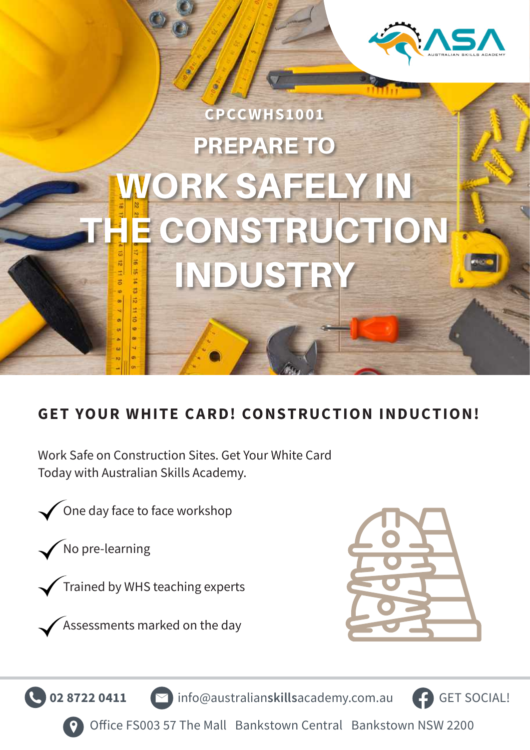ASA
AUSTRALIAN SKILLS ACADEMY

CPCCWHS1001

# PREPARE TO WORK SAFELY IN THE CONSTRUCTION INDUSTRY

## GET YOUR WHITE CARD! CONSTRUCTION INDUCTION!

Work Safe on Construction Sites. Get Your White Card Today with Australian Skills Academy.

- ✓ One day face to face workshop
- ✓ No pre-learning
- ✓ Trained by WHS teaching experts
- ✓ Assessments marked on the day

02 8722 0411 | info@australianskillsacademy.com.au | GET SOCIAL!

Office FS003 57 The Mall Bankstown Central Bankstown NSW 2200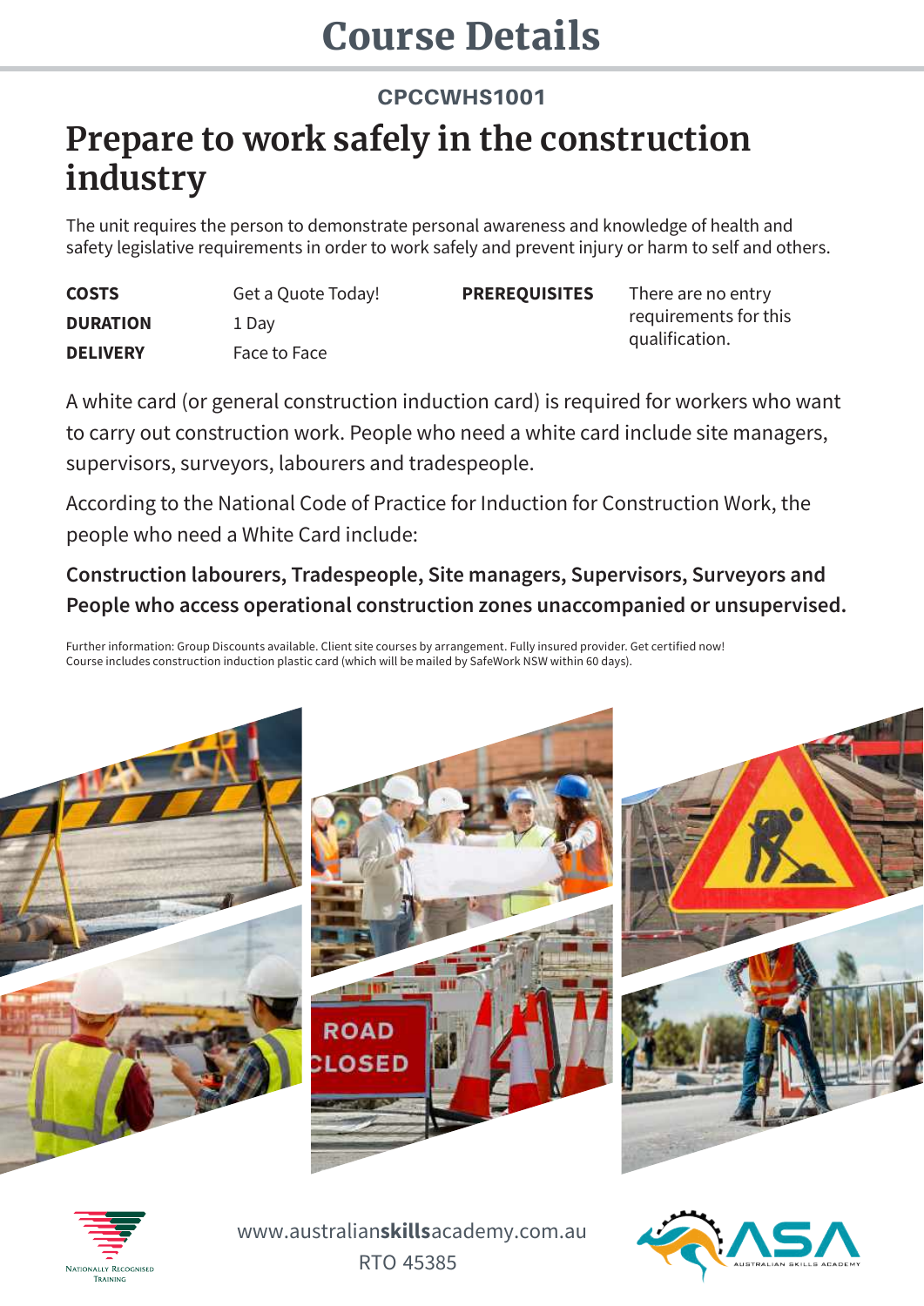# Course Details

CPCCWHS1001

## Prepare to work safely in the construction industry

The unit requires the person to demonstrate personal awareness and knowledge of health and safety legislative requirements in order to work safely and prevent injury or harm to self and others.

| | | | |
|---|---|---|---|
| **COSTS** | Get a Quote Today! | **PREREQUISITES** | There are no entry requirements for this qualification. |
| **DURATION** | 1 Day | | |
| **DELIVERY** | Face to Face | | |

A white card (or general construction induction card) is required for workers who want to carry out construction work. People who need a white card include site managers, supervisors, surveyors, labourers and tradespeople.

According to the National Code of Practice for Induction for Construction Work, the people who need a White Card include:

**Construction labourers, Tradespeople, Site managers, Supervisors, Surveyors and People who access operational construction zones unaccompanied or unsupervised.**

Further information: Group Discounts available. Client site courses by arrangement. Fully insured provider. Get certified now!
Course includes construction induction plastic card (which will be mailed by SafeWork NSW within 60 days).

Nationally Recognised Training

www.australianskillsacademy.com.au
RTO 45385

ASA Australian Skills Academy